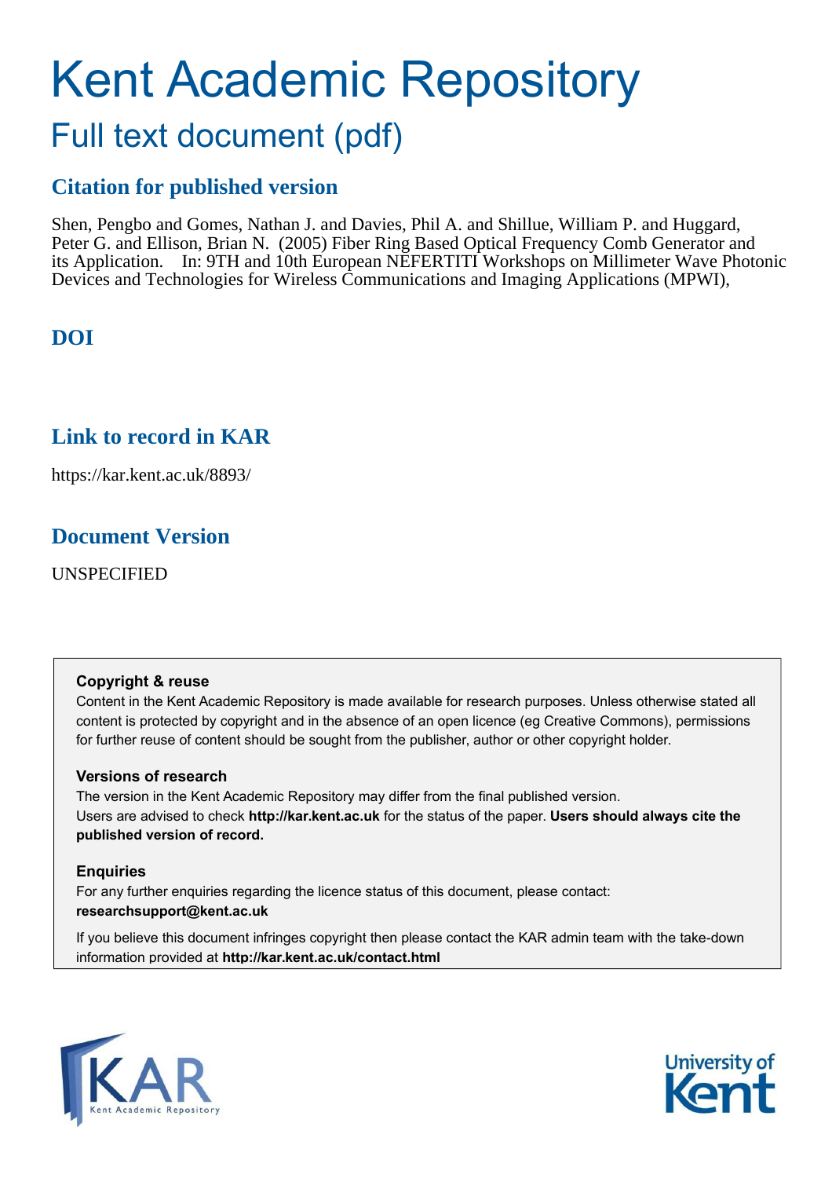# Kent Academic Repository

## Full text document (pdf)

## Citation for published version

Shen, Pengbo and Gomes, Nathan J. and Davies, Phil A. and Shillue, William P. and Huggard, Peter G. and Ellison, Brian N. (2005) Fiber Ring Based Optical Frequency Comb Generator and its Application. In: 9TH and 10th European NEFERTITI Workshops on Millimeter Wave Photonic Devices and Technologies for Wireless Communications and Imaging Applications (MPWI),

## DOI

## Link to record in KAR

https://kar.kent.ac.uk/8893/

## Document Version

UNSPECIFIED

**Copyright & reuse**

Content in the Kent Academic Repository is made available for research purposes. Unless otherwise stated all content is protected by copyright and in the absence of an open licence (eg Creative Commons), permissions for further reuse of content should be sought from the publisher, author or other copyright holder.

**Versions of research**

The version in the Kent Academic Repository may differ from the final published version. Users are advised to check **http://kar.kent.ac.uk** for the status of the paper. **Users should always cite the published version of record.**

**Enquiries**

For any further enquiries regarding the licence status of this document, please contact: **researchsupport@kent.ac.uk**

If you believe this document infringes copyright then please contact the KAR admin team with the take-down information provided at **http://kar.kent.ac.uk/contact.html**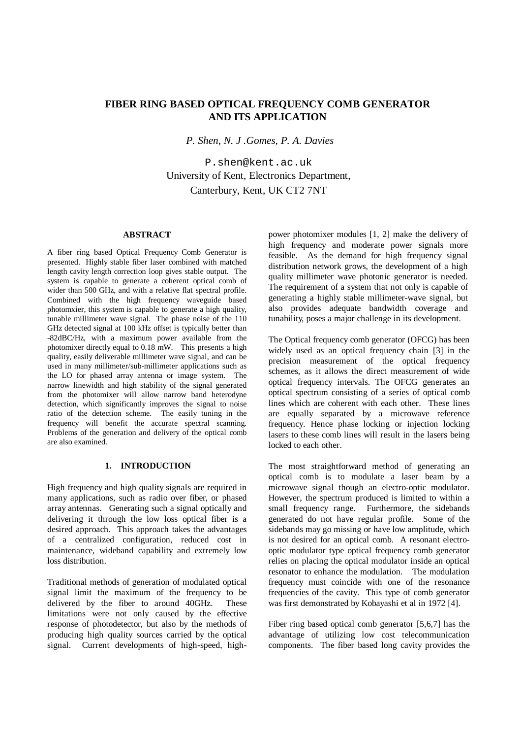# FIBER RING BASED OPTICAL FREQUENCY COMB GENERATOR AND ITS APPLICATION

*P. Shen, N. J .Gomes, P. A. Davies*

P.shen@kent.ac.uk
University of Kent, Electronics Department,
Canterbury, Kent, UK CT2 7NT

## ABSTRACT

A fiber ring based Optical Frequency Comb Generator is presented. Highly stable fiber laser combined with matched length cavity length correction loop gives stable output. The system is capable to generate a coherent optical comb of wider than 500 GHz, and with a relative flat spectral profile. Combined with the high frequency waveguide based photomxier, this system is capable to generate a high quality, tunable millimeter wave signal. The phase noise of the 110 GHz detected signal at 100 kHz offset is typically better than -82dBC/Hz, with a maximum power available from the photomixer directly equal to 0.18 mW. This presents a high quality, easily deliverable millimeter wave signal, and can be used in many millimeter/sub-millimeter applications such as the LO for phased array antenna or image system. The narrow linewidth and high stability of the signal generated from the photomixer will allow narrow band heterodyne detection, which significantly improves the signal to noise ratio of the detection scheme. The easily tuning in the frequency will benefit the accurate spectral scanning. Problems of the generation and delivery of the optical comb are also examined.

## 1. INTRODUCTION

High frequency and high quality signals are required in many applications, such as radio over fiber, or phased array antennas. Generating such a signal optically and delivering it through the low loss optical fiber is a desired approach. This approach takes the advantages of a centralized configuration, reduced cost in maintenance, wideband capability and extremely low loss distribution.

Traditional methods of generation of modulated optical signal limit the maximum of the frequency to be delivered by the fiber to around 40GHz. These limitations were not only caused by the effective response of photodetector, but also by the methods of producing high quality sources carried by the optical signal. Current developments of high-speed, high-power photomixer modules [1, 2] make the delivery of high frequency and moderate power signals more feasible. As the demand for high frequency signal distribution network grows, the development of a high quality millimeter wave photonic generator is needed. The requirement of a system that not only is capable of generating a highly stable millimeter-wave signal, but also provides adequate bandwidth coverage and tunability, poses a major challenge in its development.

The Optical frequency comb generator (OFCG) has been widely used as an optical frequency chain [3] in the precision measurement of the optical frequency schemes, as it allows the direct measurement of wide optical frequency intervals. The OFCG generates an optical spectrum consisting of a series of optical comb lines which are coherent with each other. These lines are equally separated by a microwave reference frequency. Hence phase locking or injection locking lasers to these comb lines will result in the lasers being locked to each other.

The most straightforward method of generating an optical comb is to modulate a laser beam by a microwave signal though an electro-optic modulator. However, the spectrum produced is limited to within a small frequency range. Furthermore, the sidebands generated do not have regular profile. Some of the sidebands may go missing or have low amplitude, which is not desired for an optical comb. A resonant electro-optic modulator type optical frequency comb generator relies on placing the optical modulator inside an optical resonator to enhance the modulation. The modulation frequency must coincide with one of the resonance frequencies of the cavity. This type of comb generator was first demonstrated by Kobayashi et al in 1972 [4].

Fiber ring based optical comb generator [5,6,7] has the advantage of utilizing low cost telecommunication components. The fiber based long cavity provides the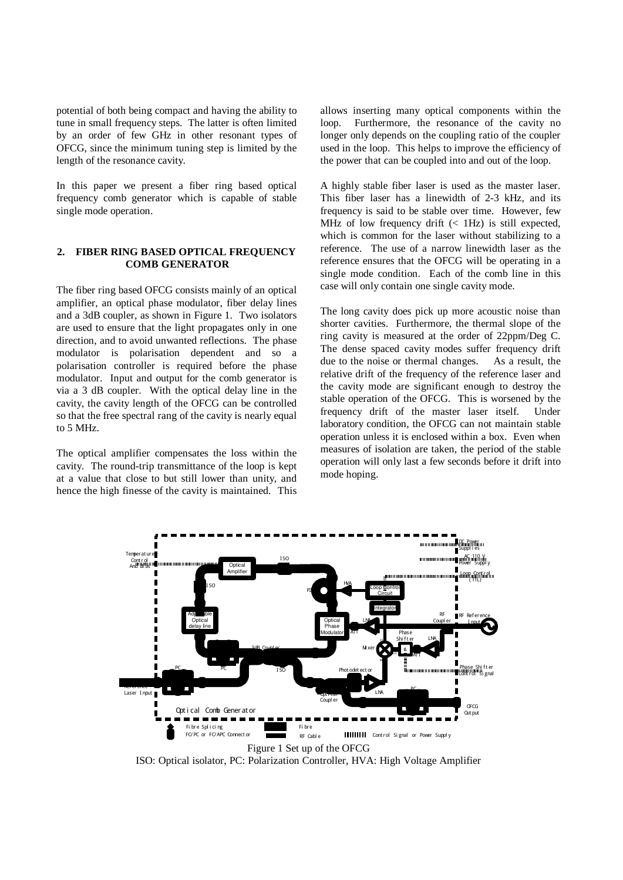potential of both being compact and having the ability to tune in small frequency steps. The latter is often limited by an order of few GHz in other resonant types of OFCG, since the minimum tuning step is limited by the length of the resonance cavity.

In this paper we present a fiber ring based optical frequency comb generator which is capable of stable single mode operation.

## 2. FIBER RING BASED OPTICAL FREQUENCY COMB GENERATOR

The fiber ring based OFCG consists mainly of an optical amplifier, an optical phase modulator, fiber delay lines and a 3dB coupler, as shown in Figure 1. Two isolators are used to ensure that the light propagates only in one direction, and to avoid unwanted reflections. The phase modulator is polarisation dependent and so a polarisation controller is required before the phase modulator. Input and output for the comb generator is via a 3 dB coupler. With the optical delay line in the cavity, the cavity length of the OFCG can be controlled so that the free spectral rang of the cavity is nearly equal to 5 MHz.

The optical amplifier compensates the loss within the cavity. The round-trip transmittance of the loop is kept at a value that close to but still lower than unity, and hence the high finesse of the cavity is maintained. This allows inserting many optical components within the loop. Furthermore, the resonance of the cavity no longer only depends on the coupling ratio of the coupler used in the loop. This helps to improve the efficiency of the power that can be coupled into and out of the loop.

A highly stable fiber laser is used as the master laser. This fiber laser has a linewidth of 2-3 kHz, and its frequency is said to be stable over time. However, few MHz of low frequency drift (< 1Hz) is still expected, which is common for the laser without stabilizing to a reference. The use of a narrow linewidth laser as the reference ensures that the OFCG will be operating in a single mode condition. Each of the comb line in this case will only contain one single cavity mode.

The long cavity does pick up more acoustic noise than shorter cavities. Furthermore, the thermal slope of the ring cavity is measured at the order of 22ppm/Deg C. The dense spaced cavity modes suffer frequency drift due to the noise or thermal changes. As a result, the relative drift of the frequency of the reference laser and the cavity mode are significant enough to destroy the stable operation of the OFCG. This is worsened by the frequency drift of the master laser itself. Under laboratory condition, the OFCG can not maintain stable operation unless it is enclosed within a box. Even when measures of isolation are taken, the period of the stable operation will only last a few seconds before it drift into mode hoping.

Figure 1 Set up of the OFCG
ISO: Optical isolator, PC: Polarization Controller, HVA: High Voltage Amplifier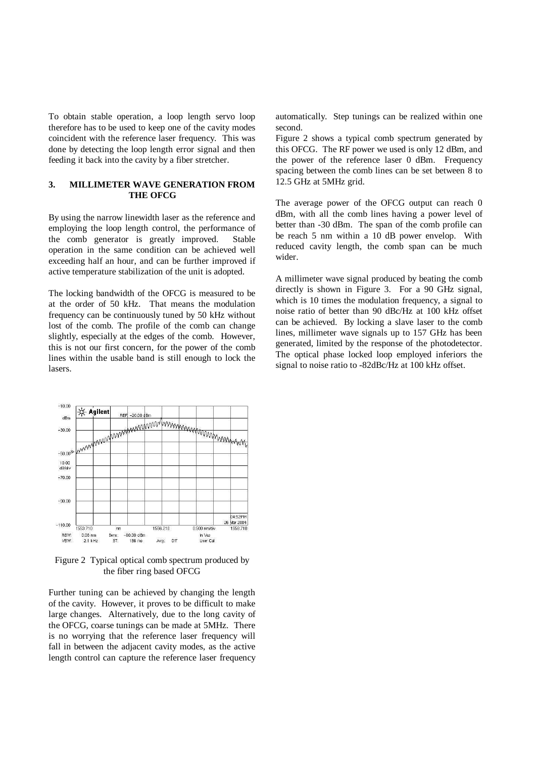To obtain stable operation, a loop length servo loop therefore has to be used to keep one of the cavity modes coincident with the reference laser frequency. This was done by detecting the loop length error signal and then feeding it back into the cavity by a fiber stretcher.

## 3. MILLIMETER WAVE GENERATION FROM THE OFCG

By using the narrow linewidth laser as the reference and employing the loop length control, the performance of the comb generator is greatly improved. Stable operation in the same condition can be achieved well exceeding half an hour, and can be further improved if active temperature stabilization of the unit is adopted.

The locking bandwidth of the OFCG is measured to be at the order of 50 kHz. That means the modulation frequency can be continuously tuned by 50 kHz without lost of the comb. The profile of the comb can change slightly, especially at the edges of the comb. However, this is not our first concern, for the power of the comb lines within the usable band is still enough to lock the lasers.

Figure 2 Typical optical comb spectrum produced by the fiber ring based OFCG

Further tuning can be achieved by changing the length of the cavity. However, it proves to be difficult to make large changes. Alternatively, due to the long cavity of the OFCG, coarse tunings can be made at 5MHz. There is no worrying that the reference laser frequency will fall in between the adjacent cavity modes, as the active length control can capture the reference laser frequency automatically. Step tunings can be realized within one second.

Figure 2 shows a typical comb spectrum generated by this OFCG. The RF power we used is only 12 dBm, and the power of the reference laser 0 dBm. Frequency spacing between the comb lines can be set between 8 to 12.5 GHz at 5MHz grid.

The average power of the OFCG output can reach 0 dBm, with all the comb lines having a power level of better than -30 dBm. The span of the comb profile can be reach 5 nm within a 10 dB power envelop. With reduced cavity length, the comb span can be much wider.

A millimeter wave signal produced by beating the comb directly is shown in Figure 3. For a 90 GHz signal, which is 10 times the modulation frequency, a signal to noise ratio of better than 90 dBc/Hz at 100 kHz offset can be achieved. By locking a slave laser to the comb lines, millimeter wave signals up to 157 GHz has been generated, limited by the response of the photodetector. The optical phase locked loop employed inferiors the signal to noise ratio to -82dBc/Hz at 100 kHz offset.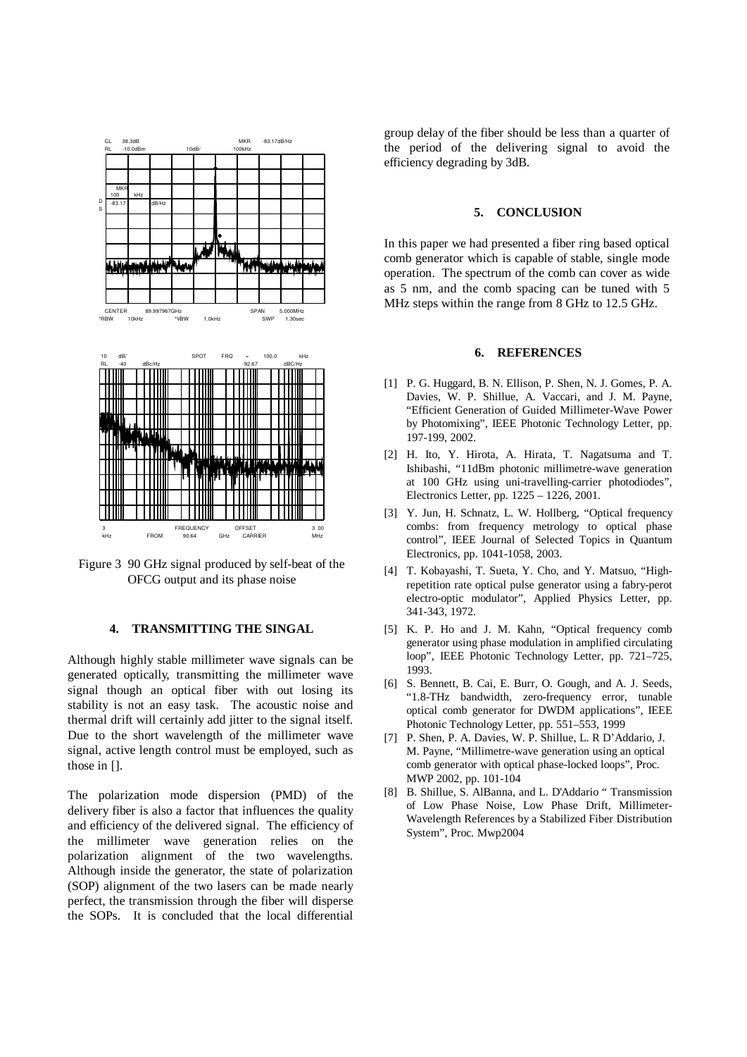CL 38.3dB
RL -10.0dBm
10dB/
MKR -83.17dB/Hz
100kHz

MKR
100 kHz
-83.17 dB/Hz

D
S

CENTER 89.997967GHz
SPAN 5.000MHz
*RBW 10kHz
*VBW 1.0kHz
SWP 1.30sec

10 dB/
RL -40 dBc/Hz
SPOT FRQ = 100.0 kHz
-92.67 dBC/Hz

3 kHz
FREQUENCY OFFSET
FROM 90.64 GHz CARRIER
3 00 MHz

Figure 3 90 GHz signal produced by self-beat of the OFCG output and its phase noise

#### 4. TRANSMITTING THE SINGAL

Although highly stable millimeter wave signals can be generated optically, transmitting the millimeter wave signal though an optical fiber with out losing its stability is not an easy task. The acoustic noise and thermal drift will certainly add jitter to the signal itself. Due to the short wavelength of the millimeter wave signal, active length control must be employed, such as those in [].

The polarization mode dispersion (PMD) of the delivery fiber is also a factor that influences the quality and efficiency of the delivered signal. The efficiency of the millimeter wave generation relies on the polarization alignment of the two wavelengths. Although inside the generator, the state of polarization (SOP) alignment of the two lasers can be made nearly perfect, the transmission through the fiber will disperse the SOPs. It is concluded that the local differential group delay of the fiber should be less than a quarter of the period of the delivering signal to avoid the efficiency degrading by 3dB.

#### 5. CONCLUSION

In this paper we had presented a fiber ring based optical comb generator which is capable of stable, single mode operation. The spectrum of the comb can cover as wide as 5 nm, and the comb spacing can be tuned with 5 MHz steps within the range from 8 GHz to 12.5 GHz.

#### 6. REFERENCES

[1] P. G. Huggard, B. N. Ellison, P. Shen, N. J. Gomes, P. A. Davies, W. P. Shillue, A. Vaccari, and J. M. Payne, "Efficient Generation of Guided Millimeter-Wave Power by Photomixing", IEEE Photonic Technology Letter, pp. 197-199, 2002.

[2] H. Ito, Y. Hirota, A. Hirata, T. Nagatsuma and T. Ishibashi, "11dBm photonic millimetre-wave generation at 100 GHz using uni-travelling-carrier photodiodes", Electronics Letter, pp. 1225 – 1226, 2001.

[3] Y. Jun, H. Schnatz, L. W. Hollberg, "Optical frequency combs: from frequency metrology to optical phase control", IEEE Journal of Selected Topics in Quantum Electronics, pp. 1041-1058, 2003.

[4] T. Kobayashi, T. Sueta, Y. Cho, and Y. Matsuo, "High-repetition rate optical pulse generator using a fabry-perot electro-optic modulator", Applied Physics Letter, pp. 341-343, 1972.

[5] K. P. Ho and J. M. Kahn, "Optical frequency comb generator using phase modulation in amplified circulating loop", IEEE Photonic Technology Letter, pp. 721–725, 1993.

[6] S. Bennett, B. Cai, E. Burr, O. Gough, and A. J. Seeds, "1.8-THz bandwidth, zero-frequency error, tunable optical comb generator for DWDM applications", IEEE Photonic Technology Letter, pp. 551–553, 1999

[7] P. Shen, P. A. Davies, W. P. Shillue, L. R D'Addario, J. M. Payne, "Millimetre-wave generation using an optical comb generator with optical phase-locked loops", Proc. MWP 2002, pp. 101-104

[8] B. Shillue, S. AlBanna, and L. D'Addario " Transmission of Low Phase Noise, Low Phase Drift, Millimeter-Wavelength References by a Stabilized Fiber Distribution System", Proc. Mwp2004